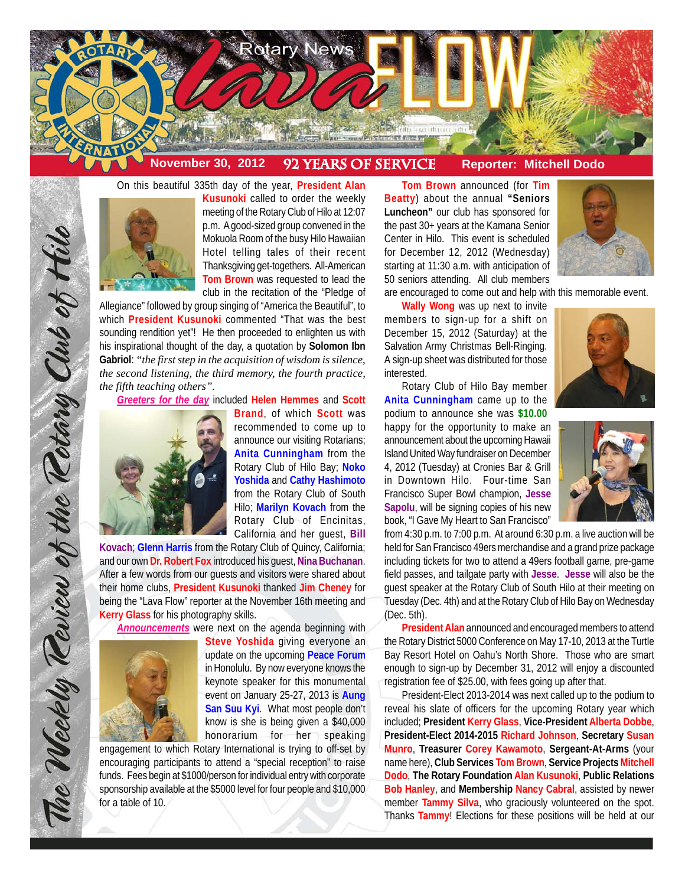# Rotary News Lava FLOW

**November 30, 2012** | **92 YEARS OF SERVICE** | **Reporter: Mitchell Dodo**

*The Weekly Review of the Rotary Club of Hilo*

On this beautiful 335th day of the year, **President Alan Kusunoki** called to order the weekly meeting of the Rotary Club of Hilo at 12:07 p.m. A good-sized group convened in the Mokuola Room of the busy Hilo Hawaiian Hotel telling tales of their recent Thanksgiving get-togethers. All-American **Tom Brown** was requested to lead the club in the recitation of the "Pledge of Allegiance" followed by group singing of "America the Beautiful", to which **President Kusunoki** commented "That was the best sounding rendition yet"! He then proceeded to enlighten us with his inspirational thought of the day, a quotation by **Solomon Ibn Gabriol**: *"the first step in the acquisition of wisdom is silence, the second listening, the third memory, the fourth practice, the fifth teaching others".*

***Greeters for the day*** included **Helen Hemmes** and **Scott Brand**, of which **Scott** was recommended to come up to announce our visiting Rotarians; **Anita Cunningham** from the Rotary Club of Hilo Bay; **Noko Yoshida** and **Cathy Hashimoto** from the Rotary Club of South Hilo; **Marilyn Kovach** from the Rotary Club of Encinitas, California and her guest, **Bill Kovach**; **Glenn Harris** from the Rotary Club of Quincy, California; and our own **Dr. Robert Fox** introduced his guest, **Nina Buchanan**. After a few words from our guests and visitors were shared about their home clubs, **President Kusunoki** thanked **Jim Cheney** for being the "Lava Flow" reporter at the November 16th meeting and **Kerry Glass** for his photography skills.

***Announcements*** were next on the agenda beginning with **Steve Yoshida** giving everyone an update on the upcoming **Peace Forum** in Honolulu. By now everyone knows the keynote speaker for this monumental event on January 25-27, 2013 is **Aung San Suu Kyi**. What most people don't know is she is being given a $40,000 honorarium for her speaking engagement to which Rotary International is trying to off-set by encouraging participants to attend a "special reception" to raise funds. Fees begin at $1000/person for individual entry with corporate sponsorship available at the $5000 level for four people and $10,000 for a table of 10.

**Tom Brown** announced (for **Tim Beatty**) about the annual **"Seniors Luncheon"** our club has sponsored for the past 30+ years at the Kamana Senior Center in Hilo. This event is scheduled for December 12, 2012 (Wednesday) starting at 11:30 a.m. with anticipation of 50 seniors attending. All club members are encouraged to come out and help with this memorable event.

**Wally Wong** was up next to invite members to sign-up for a shift on December 15, 2012 (Saturday) at the Salvation Army Christmas Bell-Ringing. A sign-up sheet was distributed for those interested.

Rotary Club of Hilo Bay member **Anita Cunningham** came up to the podium to announce she was **$10.00** happy for the opportunity to make an announcement about the upcoming Hawaii Island United Way fundraiser on December 4, 2012 (Tuesday) at Cronies Bar & Grill in Downtown Hilo. Four-time San Francisco Super Bowl champion, **Jesse Sapolu**, will be signing copies of his new book, "I Gave My Heart to San Francisco" from 4:30 p.m. to 7:00 p.m. At around 6:30 p.m. a live auction will be held for San Francisco 49ers merchandise and a grand prize package including tickets for two to attend a 49ers football game, pre-game field passes, and tailgate party with **Jesse**. **Jesse** will also be the guest speaker at the Rotary Club of South Hilo at their meeting on Tuesday (Dec. 4th) and at the Rotary Club of Hilo Bay on Wednesday (Dec. 5th).

**President Alan** announced and encouraged members to attend the Rotary District 5000 Conference on May 17-10, 2013 at the Turtle Bay Resort Hotel on Oahu's North Shore. Those who are smart enough to sign-up by December 31, 2012 will enjoy a discounted registration fee of $25.00, with fees going up after that.

President-Elect 2013-2014 was next called up to the podium to reveal his slate of officers for the upcoming Rotary year which included; **President Kerry Glass**, **Vice-President Alberta Dobbe**, **President-Elect 2014-2015 Richard Johnson**, **Secretary Susan Munro**, **Treasurer Corey Kawamoto**, **Sergeant-At-Arms** (your name here), **Club Services Tom Brown**, **Service Projects Mitchell Dodo**, **The Rotary Foundation Alan Kusunoki**, **Public Relations Bob Hanley**, and **Membership Nancy Cabral**, assisted by newer member **Tammy Silva**, who graciously volunteered on the spot. Thanks **Tammy**! Elections for these positions will be held at our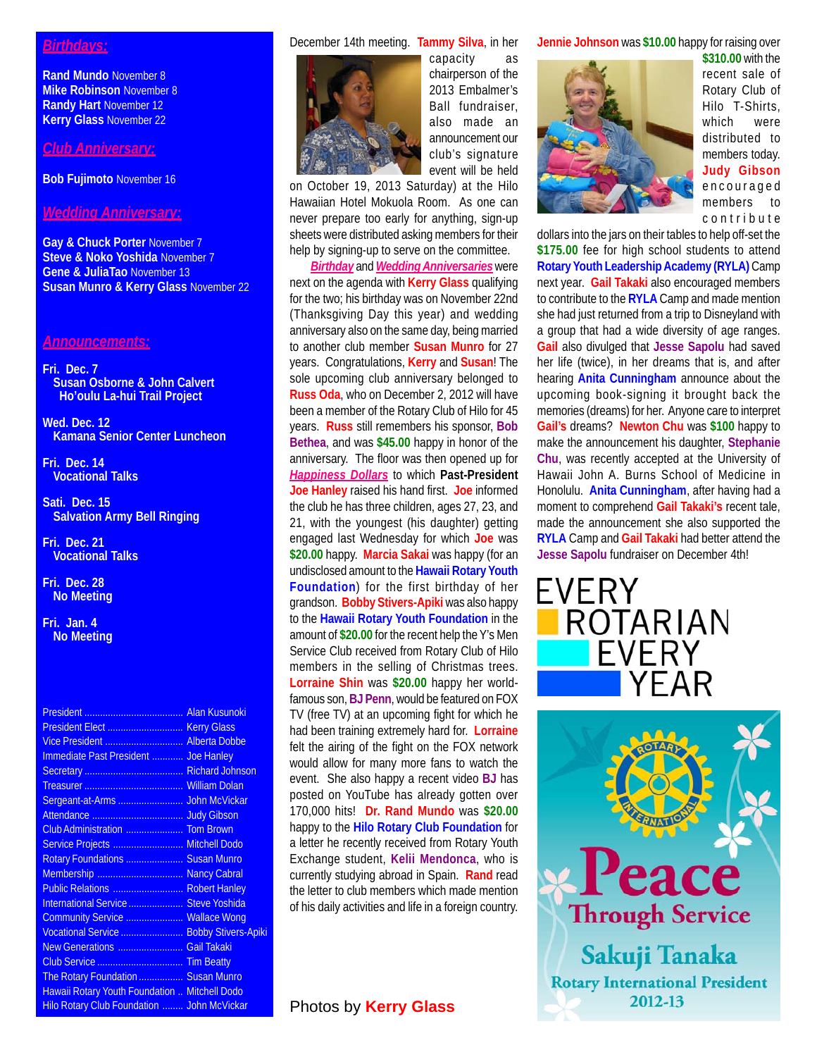## *Birthdays:*

**Rand Mundo** November 8
**Mike Robinson** November 8
**Randy Hart** November 12
**Kerry Glass** November 22

## *Club Anniversary:*

**Bob Fujimoto** November 16

## *Wedding Anniversary:*

**Gay & Chuck Porter** November 7
**Steve & Noko Yoshida** November 7
**Gene & JuliaTao** November 13
**Susan Munro & Kerry Glass** November 22

## *Announcements:*

**Fri. Dec. 7**
**Susan Osborne & John Calvert**
**Ho'oulu La-hui Trail Project**

**Wed. Dec. 12**
**Kamana Senior Center Luncheon**

**Fri. Dec. 14**
**Vocational Talks**

**Sati. Dec. 15**
**Salvation Army Bell Ringing**

**Fri. Dec. 21**
**Vocational Talks**

**Fri. Dec. 28**
**No Meeting**

**Fri. Jan. 4**
**No Meeting**

| | |
|---|---|
| President | Alan Kusunoki |
| President Elect | Kerry Glass |
| Vice President | Alberta Dobbe |
| Immediate Past President | Joe Hanley |
| Secretary | Richard Johnson |
| Treasurer | William Dolan |
| Sergeant-at-Arms | John McVickar |
| Attendance | Judy Gibson |
| Club Administration | Tom Brown |
| Service Projects | Mitchell Dodo |
| Rotary Foundations | Susan Munro |
| Membership | Nancy Cabral |
| Public Relations | Robert Hanley |
| International Service | Steve Yoshida |
| Community Service | Wallace Wong |
| Vocational Service | Bobby Stivers-Apiki |
| New Generations | Gail Takaki |
| Club Service | Tim Beatty |
| The Rotary Foundation | Susan Munro |
| Hawaii Rotary Youth Foundation | Mitchell Dodo |
| Hilo Rotary Club Foundation | John McVickar |

December 14th meeting. **Tammy Silva**, in her capacity as chairperson of the 2013 Embalmer's Ball fundraiser, also made an announcement our club's signature event will be held on October 19, 2013 Saturday) at the Hilo Hawaiian Hotel Mokuola Room. As one can never prepare too early for anything, sign-up sheets were distributed asking members for their help by signing-up to serve on the committee.

*Birthday* and *Wedding Anniversaries* were next on the agenda with **Kerry Glass** qualifying for the two; his birthday was on November 22nd (Thanksgiving Day this year) and wedding anniversary also on the same day, being married to another club member **Susan Munro** for 27 years. Congratulations, **Kerry** and **Susan**! The sole upcoming club anniversary belonged to **Russ Oda**, who on December 2, 2012 will have been a member of the Rotary Club of Hilo for 45 years. **Russ** still remembers his sponsor, **Bob Bethea**, and was **$45.00** happy in honor of the anniversary. The floor was then opened up for *Happiness Dollars* to which **Past-President Joe Hanley** raised his hand first. **Joe** informed the club he has three children, ages 27, 23, and 21, with the youngest (his daughter) getting engaged last Wednesday for which **Joe** was **$20.00** happy. **Marcia Sakai** was happy (for an undisclosed amount to the **Hawaii Rotary Youth Foundation**) for the first birthday of her grandson. **Bobby Stivers-Apiki** was also happy to the **Hawaii Rotary Youth Foundation** in the amount of **$20.00** for the recent help the Y's Men Service Club received from Rotary Club of Hilo members in the selling of Christmas trees. **Lorraine Shin** was **$20.00** happy her world-famous son, **BJ Penn**, would be featured on FOX TV (free TV) at an upcoming fight for which he had been training extremely hard for. **Lorraine** felt the airing of the fight on the FOX network would allow for many more fans to watch the event. She also happy a recent video **BJ** has posted on YouTube has already gotten over 170,000 hits! **Dr. Rand Mundo** was **$20.00** happy to the **Hilo Rotary Club Foundation** for a letter he recently received from Rotary Youth Exchange student, **Kelii Mendonca**, who is currently studying abroad in Spain. **Rand** read the letter to club members which made mention of his daily activities and life in a foreign country.

**Jennie Johnson** was **$10.00** happy for raising over **$310.00** with the recent sale of Rotary Club of Hilo T-Shirts, which were distributed to members today. **Judy Gibson** encouraged members to contribute dollars into the jars on their tables to help off-set the **$175.00** fee for high school students to attend **Rotary Youth Leadership Academy (RYLA)** Camp next year. **Gail Takaki** also encouraged members to contribute to the **RYLA** Camp and made mention she had just returned from a trip to Disneyland with a group that had a wide diversity of age ranges. **Gail** also divulged that **Jesse Sapolu** had saved her life (twice), in her dreams that is, and after hearing **Anita Cunningham** announce about the upcoming book-signing it brought back the memories (dreams) for her. Anyone care to interpret **Gail's** dreams? **Newton Chu** was **$100** happy to make the announcement his daughter, **Stephanie Chu**, was recently accepted at the University of Hawaii John A. Burns School of Medicine in Honolulu. **Anita Cunningham**, after having had a moment to comprehend **Gail Takaki's** recent tale, made the announcement she also supported the **RYLA** Camp and **Gail Takaki** had better attend the **Jesse Sapolu** fundraiser on December 4th!

EVERY ROTARIAN EVERY YEAR

Peace Through Service
Sakuji Tanaka
Rotary International President
2012-13

Photos by **Kerry Glass**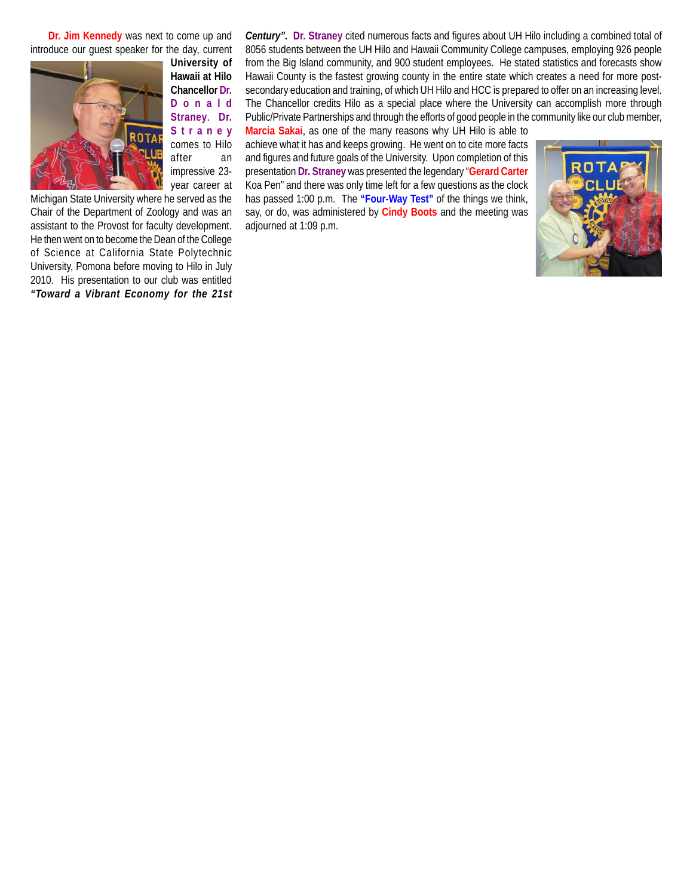**Dr. Jim Kennedy** was next to come up and introduce our guest speaker for the day, current **University of Hawaii at Hilo Chancellor Dr. Donald Straney**. **Dr. Straney** comes to Hilo after an impressive 23-year career at Michigan State University where he served as the Chair of the Department of Zoology and was an assistant to the Provost for faculty development. He then went on to become the Dean of the College of Science at California State Polytechnic University, Pomona before moving to Hilo in July 2010. His presentation to our club was entitled ***"Toward a Vibrant Economy for the 21st Century".*** **Dr. Straney** cited numerous facts and figures about UH Hilo including a combined total of 8056 students between the UH Hilo and Hawaii Community College campuses, employing 926 people from the Big Island community, and 900 student employees. He stated statistics and forecasts show Hawaii County is the fastest growing county in the entire state which creates a need for more post-secondary education and training, of which UH Hilo and HCC is prepared to offer on an increasing level. The Chancellor credits Hilo as a special place where the University can accomplish more through Public/Private Partnerships and through the efforts of good people in the community like our club member, **Marcia Sakai**, as one of the many reasons why UH Hilo is able to achieve what it has and keeps growing. He went on to cite more facts and figures and future goals of the University. Upon completion of this presentation **Dr. Straney** was presented the legendary "**Gerard Carter** Koa Pen" and there was only time left for a few questions as the clock has passed 1:00 p.m. The **"Four-Way Test"** of the things we think, say, or do, was administered by **Cindy Boots** and the meeting was adjourned at 1:09 p.m.